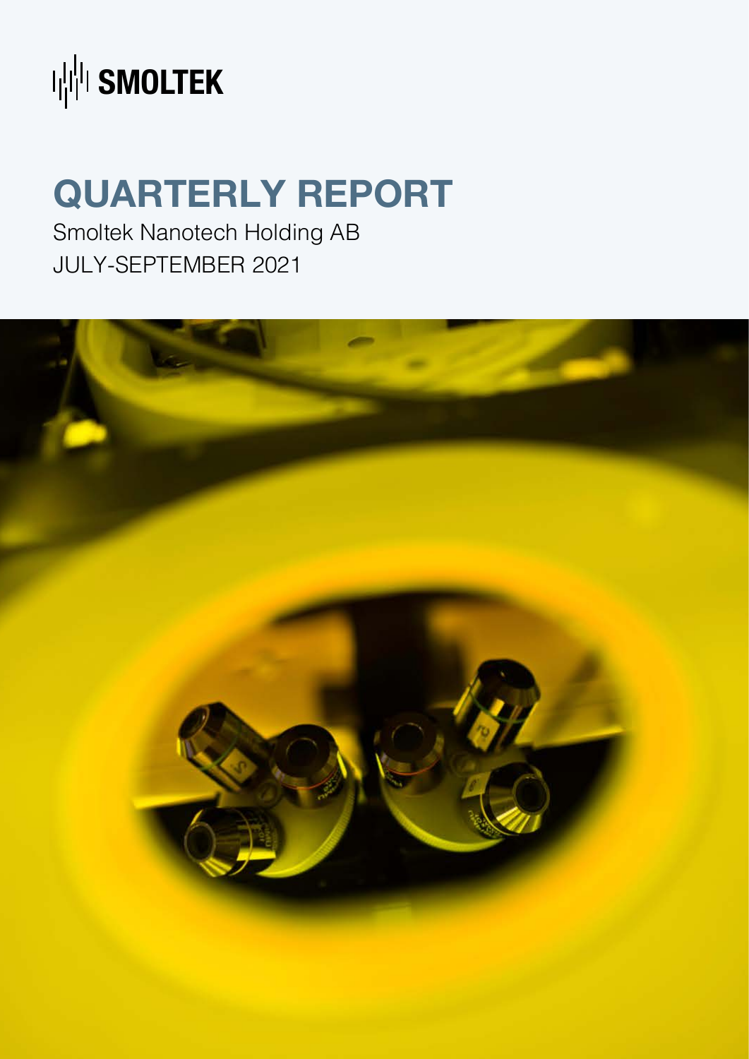SMOLTEK

# QUARTERLY REPORT

Smoltek Nanotech Holding AB

JULY-SEPTEMBER 2021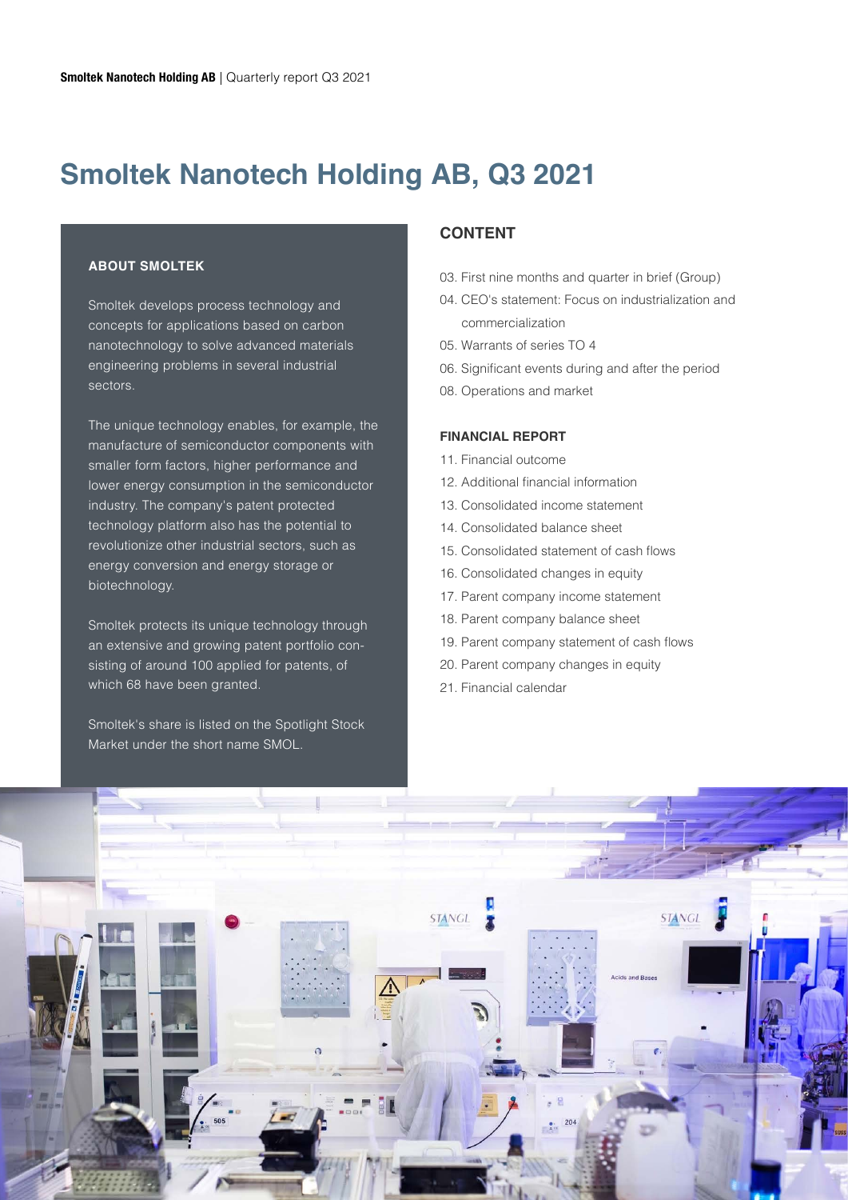# Smoltek Nanotech Holding AB, Q3 2021

### ABOUT SMOLTEK

Smoltek develops process technology and concepts for applications based on carbon nanotechnology to solve advanced materials engineering problems in several industrial sectors.

The unique technology enables, for example, the manufacture of semiconductor components with smaller form factors, higher performance and lower energy consumption in the semiconductor industry. The company's patent protected technology platform also has the potential to revolutionize other industrial sectors, such as energy conversion and energy storage or biotechnology.

Smoltek protects its unique technology through an extensive and growing patent portfolio consisting of around 100 applied for patents, of which 68 have been granted.

Smoltek's share is listed on the Spotlight Stock Market under the short name SMOL.

## CONTENT

- 03. First nine months and quarter in brief (Group)
- 04. CEO's statement: Focus on industrialization and commercialization
- 05. Warrants of series TO 4
- 06. Significant events during and after the period
- 08. Operations and market

### FINANCIAL REPORT

- 11. Financial outcome
- 12. Additional financial information
- 13. Consolidated income statement
- 14. Consolidated balance sheet
- 15. Consolidated statement of cash flows
- 16. Consolidated changes in equity
- 17. Parent company income statement
- 18. Parent company balance sheet
- 19. Parent company statement of cash flows
- 20. Parent company changes in equity
- 21. Financial calendar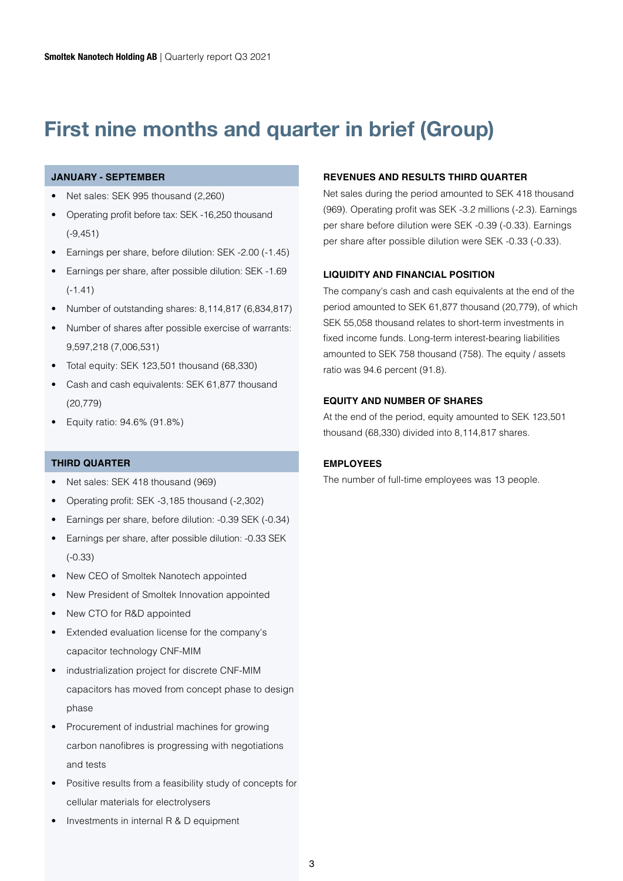# First nine months and quarter in brief (Group)

### JANUARY - SEPTEMBER

- Net sales: SEK 995 thousand (2,260)
- Operating profit before tax: SEK -16,250 thousand (-9,451)
- Earnings per share, before dilution: SEK -2.00 (-1.45)
- Earnings per share, after possible dilution: SEK -1.69 (-1.41)
- Number of outstanding shares: 8,114,817 (6,834,817)
- Number of shares after possible exercise of warrants: 9,597,218 (7,006,531)
- Total equity: SEK 123,501 thousand (68,330)
- Cash and cash equivalents: SEK 61,877 thousand (20,779)
- Equity ratio: 94.6% (91.8%)

### THIRD QUARTER

- Net sales: SEK 418 thousand (969)
- Operating profit: SEK -3,185 thousand (-2,302)
- Earnings per share, before dilution: -0.39 SEK (-0.34)
- Earnings per share, after possible dilution: -0.33 SEK (-0.33)
- New CEO of Smoltek Nanotech appointed
- New President of Smoltek Innovation appointed
- New CTO for R&D appointed
- Extended evaluation license for the company's capacitor technology CNF-MIM
- industrialization project for discrete CNF-MIM capacitors has moved from concept phase to design phase
- Procurement of industrial machines for growing carbon nanofibres is progressing with negotiations and tests
- Positive results from a feasibility study of concepts for cellular materials for electrolysers
- Investments in internal R & D equipment

### REVENUES AND RESULTS THIRD QUARTER

Net sales during the period amounted to SEK 418 thousand (969). Operating profit was SEK -3.2 millions (-2.3). Earnings per share before dilution were SEK -0.39 (-0.33). Earnings per share after possible dilution were SEK -0.33 (-0.33).

### LIQUIDITY AND FINANCIAL POSITION

The company's cash and cash equivalents at the end of the period amounted to SEK 61,877 thousand (20,779), of which SEK 55,058 thousand relates to short-term investments in fixed income funds. Long-term interest-bearing liabilities amounted to SEK 758 thousand (758). The equity / assets ratio was 94.6 percent (91.8).

### EQUITY AND NUMBER OF SHARES

At the end of the period, equity amounted to SEK 123,501 thousand (68,330) divided into 8,114,817 shares.

### EMPLOYEES

The number of full-time employees was 13 people.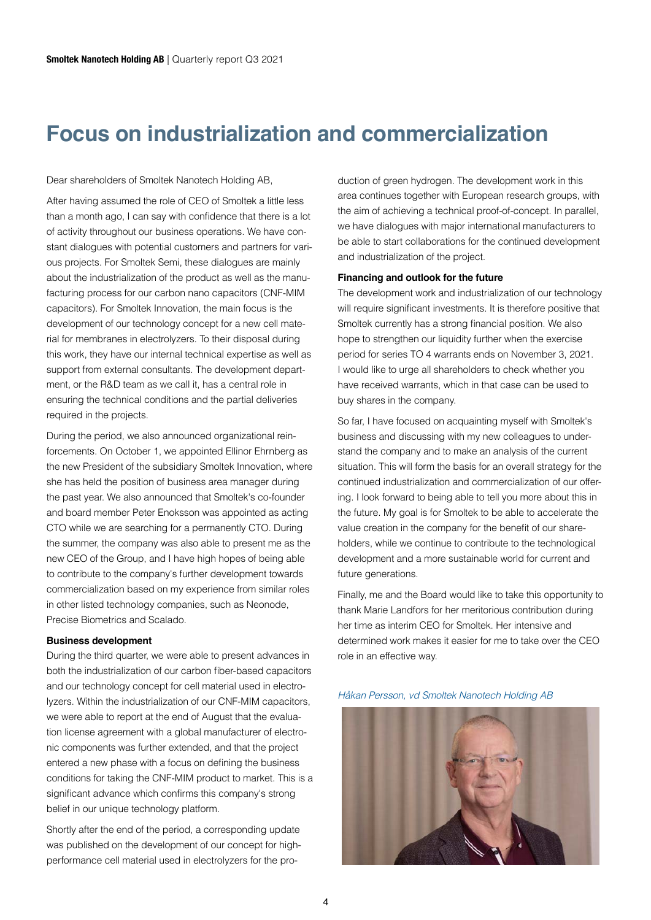# Focus on industrialization and commercialization

Dear shareholders of Smoltek Nanotech Holding AB,

After having assumed the role of CEO of Smoltek a little less than a month ago, I can say with confidence that there is a lot of activity throughout our business operations. We have constant dialogues with potential customers and partners for various projects. For Smoltek Semi, these dialogues are mainly about the industrialization of the product as well as the manufacturing process for our carbon nano capacitors (CNF-MIM capacitors). For Smoltek Innovation, the main focus is the development of our technology concept for a new cell material for membranes in electrolyzers. To their disposal during this work, they have our internal technical expertise as well as support from external consultants. The development department, or the R&D team as we call it, has a central role in ensuring the technical conditions and the partial deliveries required in the projects.

During the period, we also announced organizational reinforcements. On October 1, we appointed Ellinor Ehrnberg as the new President of the subsidiary Smoltek Innovation, where she has held the position of business area manager during the past year. We also announced that Smoltek's co-founder and board member Peter Enoksson was appointed as acting CTO while we are searching for a permanently CTO. During the summer, the company was also able to present me as the new CEO of the Group, and I have high hopes of being able to contribute to the company's further development towards commercialization based on my experience from similar roles in other listed technology companies, such as Neonode, Precise Biometrics and Scalado.

**Business development**

During the third quarter, we were able to present advances in both the industrialization of our carbon fiber-based capacitors and our technology concept for cell material used in electrolyzers. Within the industrialization of our CNF-MIM capacitors, we were able to report at the end of August that the evaluation license agreement with a global manufacturer of electronic components was further extended, and that the project entered a new phase with a focus on defining the business conditions for taking the CNF-MIM product to market. This is a significant advance which confirms this company's strong belief in our unique technology platform.

Shortly after the end of the period, a corresponding update was published on the development of our concept for high-performance cell material used in electrolyzers for the production of green hydrogen. The development work in this area continues together with European research groups, with the aim of achieving a technical proof-of-concept. In parallel, we have dialogues with major international manufacturers to be able to start collaborations for the continued development and industrialization of the project.

**Financing and outlook for the future**

The development work and industrialization of our technology will require significant investments. It is therefore positive that Smoltek currently has a strong financial position. We also hope to strengthen our liquidity further when the exercise period for series TO 4 warrants ends on November 3, 2021. I would like to urge all shareholders to check whether you have received warrants, which in that case can be used to buy shares in the company.

So far, I have focused on acquainting myself with Smoltek's business and discussing with my new colleagues to understand the company and to make an analysis of the current situation. This will form the basis for an overall strategy for the continued industrialization and commercialization of our offering. I look forward to being able to tell you more about this in the future. My goal is for Smoltek to be able to accelerate the value creation in the company for the benefit of our shareholders, while we continue to contribute to the technological development and a more sustainable world for current and future generations.

Finally, me and the Board would like to take this opportunity to thank Marie Landfors for her meritorious contribution during her time as interim CEO for Smoltek. Her intensive and determined work makes it easier for me to take over the CEO role in an effective way.

*Håkan Persson, vd Smoltek Nanotech Holding AB*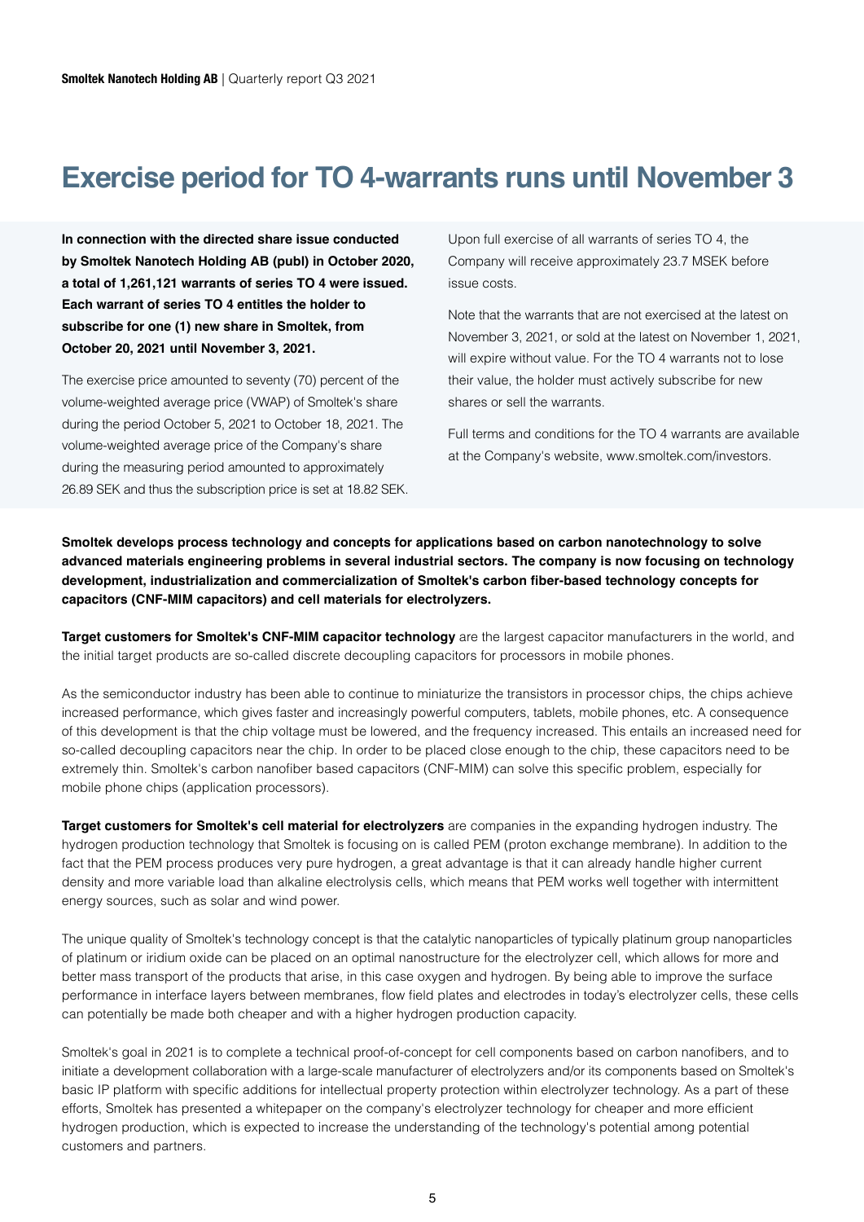# Exercise period for TO 4-warrants runs until November 3

**In connection with the directed share issue conducted by Smoltek Nanotech Holding AB (publ) in October 2020, a total of 1,261,121 warrants of series TO 4 were issued. Each warrant of series TO 4 entitles the holder to subscribe for one (1) new share in Smoltek, from October 20, 2021 until November 3, 2021.**

The exercise price amounted to seventy (70) percent of the volume-weighted average price (VWAP) of Smoltek's share during the period October 5, 2021 to October 18, 2021. The volume-weighted average price of the Company's share during the measuring period amounted to approximately 26.89 SEK and thus the subscription price is set at 18.82 SEK.

Upon full exercise of all warrants of series TO 4, the Company will receive approximately 23.7 MSEK before issue costs.

Note that the warrants that are not exercised at the latest on November 3, 2021, or sold at the latest on November 1, 2021, will expire without value. For the TO 4 warrants not to lose their value, the holder must actively subscribe for new shares or sell the warrants.

Full terms and conditions for the TO 4 warrants are available at the Company's website, www.smoltek.com/investors.

**Smoltek develops process technology and concepts for applications based on carbon nanotechnology to solve advanced materials engineering problems in several industrial sectors. The company is now focusing on technology development, industrialization and commercialization of Smoltek's carbon fiber-based technology concepts for capacitors (CNF-MIM capacitors) and cell materials for electrolyzers.**

**Target customers for Smoltek's CNF-MIM capacitor technology** are the largest capacitor manufacturers in the world, and the initial target products are so-called discrete decoupling capacitors for processors in mobile phones.

As the semiconductor industry has been able to continue to miniaturize the transistors in processor chips, the chips achieve increased performance, which gives faster and increasingly powerful computers, tablets, mobile phones, etc. A consequence of this development is that the chip voltage must be lowered, and the frequency increased. This entails an increased need for so-called decoupling capacitors near the chip. In order to be placed close enough to the chip, these capacitors need to be extremely thin. Smoltek's carbon nanofiber based capacitors (CNF-MIM) can solve this specific problem, especially for mobile phone chips (application processors).

**Target customers for Smoltek's cell material for electrolyzers** are companies in the expanding hydrogen industry. The hydrogen production technology that Smoltek is focusing on is called PEM (proton exchange membrane). In addition to the fact that the PEM process produces very pure hydrogen, a great advantage is that it can already handle higher current density and more variable load than alkaline electrolysis cells, which means that PEM works well together with intermittent energy sources, such as solar and wind power.

The unique quality of Smoltek's technology concept is that the catalytic nanoparticles of typically platinum group nanoparticles of platinum or iridium oxide can be placed on an optimal nanostructure for the electrolyzer cell, which allows for more and better mass transport of the products that arise, in this case oxygen and hydrogen. By being able to improve the surface performance in interface layers between membranes, flow field plates and electrodes in today's electrolyzer cells, these cells can potentially be made both cheaper and with a higher hydrogen production capacity.

Smoltek's goal in 2021 is to complete a technical proof-of-concept for cell components based on carbon nanofibers, and to initiate a development collaboration with a large-scale manufacturer of electrolyzers and/or its components based on Smoltek's basic IP platform with specific additions for intellectual property protection within electrolyzer technology. As a part of these efforts, Smoltek has presented a whitepaper on the company's electrolyzer technology for cheaper and more efficient hydrogen production, which is expected to increase the understanding of the technology's potential among potential customers and partners.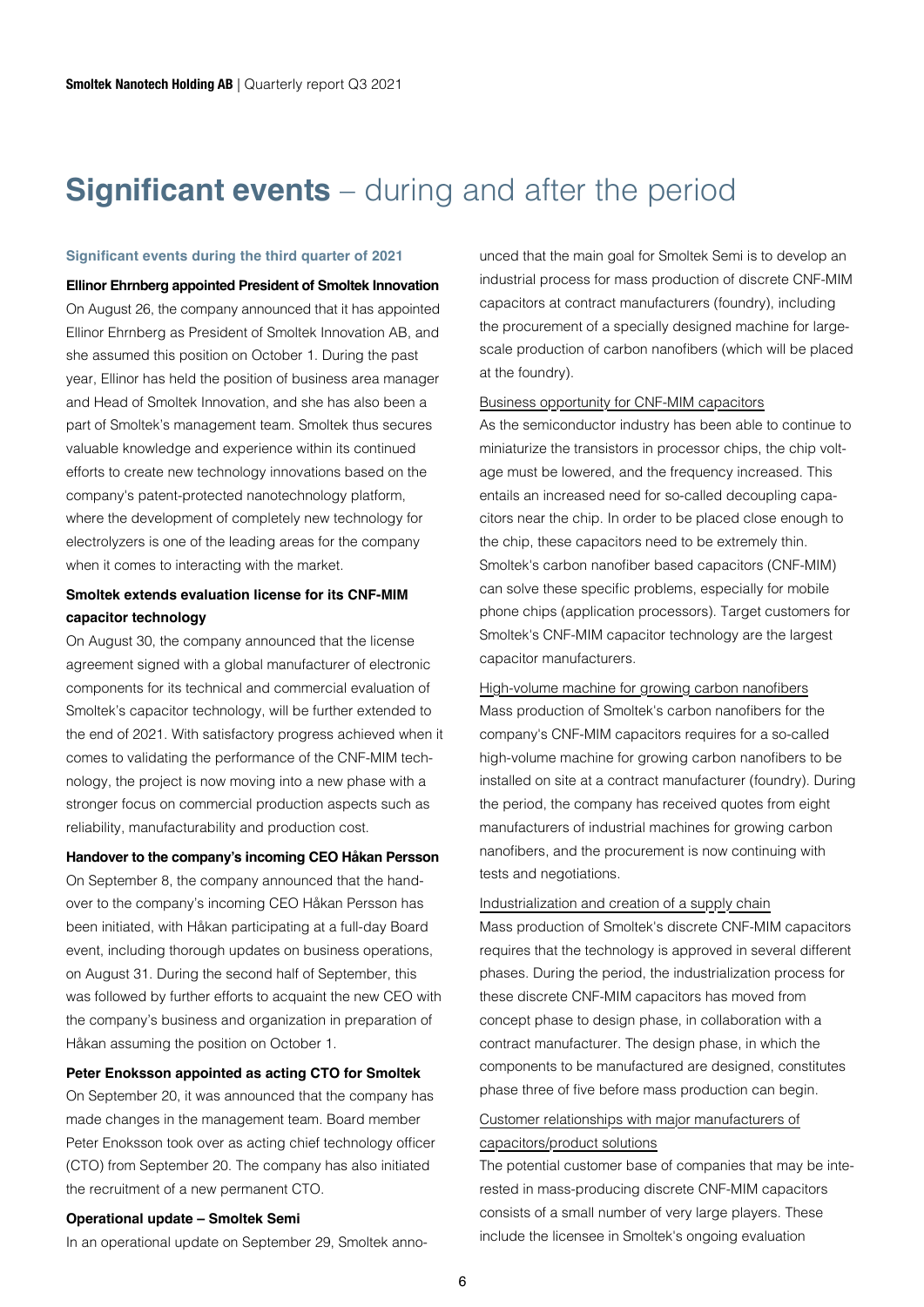# **Significant events** – during and after the period

## Significant events during the third quarter of 2021

**Ellinor Ehrnberg appointed President of Smoltek Innovation**

On August 26, the company announced that it has appointed Ellinor Ehrnberg as President of Smoltek Innovation AB, and she assumed this position on October 1. During the past year, Ellinor has held the position of business area manager and Head of Smoltek Innovation, and she has also been a part of Smoltek's management team. Smoltek thus secures valuable knowledge and experience within its continued efforts to create new technology innovations based on the company's patent-protected nanotechnology platform, where the development of completely new technology for electrolyzers is one of the leading areas for the company when it comes to interacting with the market.

**Smoltek extends evaluation license for its CNF-MIM capacitor technology**

On August 30, the company announced that the license agreement signed with a global manufacturer of electronic components for its technical and commercial evaluation of Smoltek's capacitor technology, will be further extended to the end of 2021. With satisfactory progress achieved when it comes to validating the performance of the CNF-MIM technology, the project is now moving into a new phase with a stronger focus on commercial production aspects such as reliability, manufacturability and production cost.

**Handover to the company's incoming CEO Håkan Persson**

On September 8, the company announced that the handover to the company's incoming CEO Håkan Persson has been initiated, with Håkan participating at a full-day Board event, including thorough updates on business operations, on August 31. During the second half of September, this was followed by further efforts to acquaint the new CEO with the company's business and organization in preparation of Håkan assuming the position on October 1.

**Peter Enoksson appointed as acting CTO for Smoltek**

On September 20, it was announced that the company has made changes in the management team. Board member Peter Enoksson took over as acting chief technology officer (CTO) from September 20. The company has also initiated the recruitment of a new permanent CTO.

**Operational update – Smoltek Semi**

In an operational update on September 29, Smoltek announced that the main goal for Smoltek Semi is to develop an industrial process for mass production of discrete CNF-MIM capacitors at contract manufacturers (foundry), including the procurement of a specially designed machine for large-scale production of carbon nanofibers (which will be placed at the foundry).

Business opportunity for CNF-MIM capacitors

As the semiconductor industry has been able to continue to miniaturize the transistors in processor chips, the chip voltage must be lowered, and the frequency increased. This entails an increased need for so-called decoupling capacitors near the chip. In order to be placed close enough to the chip, these capacitors need to be extremely thin. Smoltek's carbon nanofiber based capacitors (CNF-MIM) can solve these specific problems, especially for mobile phone chips (application processors). Target customers for Smoltek's CNF-MIM capacitor technology are the largest capacitor manufacturers.

High-volume machine for growing carbon nanofibers

Mass production of Smoltek's carbon nanofibers for the company's CNF-MIM capacitors requires for a so-called high-volume machine for growing carbon nanofibers to be installed on site at a contract manufacturer (foundry). During the period, the company has received quotes from eight manufacturers of industrial machines for growing carbon nanofibers, and the procurement is now continuing with tests and negotiations.

Industrialization and creation of a supply chain

Mass production of Smoltek's discrete CNF-MIM capacitors requires that the technology is approved in several different phases. During the period, the industrialization process for these discrete CNF-MIM capacitors has moved from concept phase to design phase, in collaboration with a contract manufacturer. The design phase, in which the components to be manufactured are designed, constitutes phase three of five before mass production can begin.

Customer relationships with major manufacturers of capacitors/product solutions

The potential customer base of companies that may be interested in mass-producing discrete CNF-MIM capacitors consists of a small number of very large players. These include the licensee in Smoltek's ongoing evaluation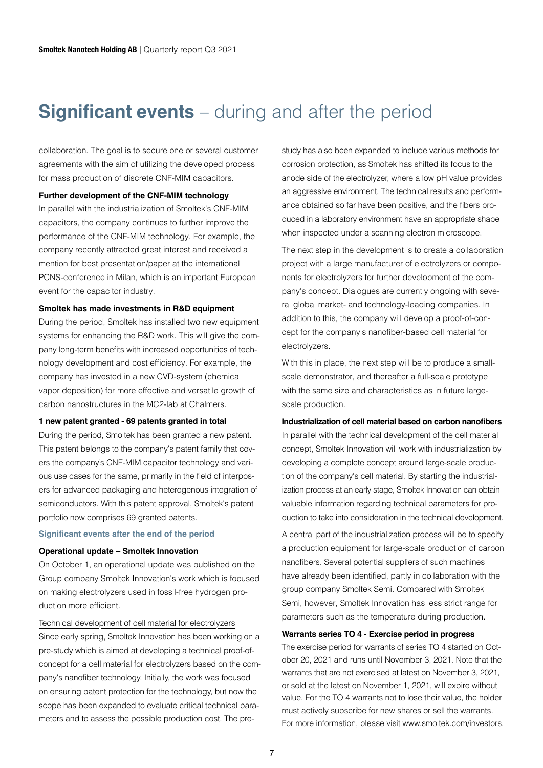# **Significant events** – during and after the period

collaboration. The goal is to secure one or several customer agreements with the aim of utilizing the developed process for mass production of discrete CNF-MIM capacitors.

**Further development of the CNF-MIM technology**

In parallel with the industrialization of Smoltek's CNF-MIM capacitors, the company continues to further improve the performance of the CNF-MIM technology. For example, the company recently attracted great interest and received a mention for best presentation/paper at the international PCNS-conference in Milan, which is an important European event for the capacitor industry.

**Smoltek has made investments in R&D equipment**

During the period, Smoltek has installed two new equipment systems for enhancing the R&D work. This will give the company long-term benefits with increased opportunities of technology development and cost efficiency. For example, the company has invested in a new CVD-system (chemical vapor deposition) for more effective and versatile growth of carbon nanostructures in the MC2-lab at Chalmers.

**1 new patent granted - 69 patents granted in total**

During the period, Smoltek has been granted a new patent. This patent belongs to the company's patent family that covers the company's CNF-MIM capacitor technology and various use cases for the same, primarily in the field of interposers for advanced packaging and heterogenous integration of semiconductors. With this patent approval, Smoltek's patent portfolio now comprises 69 granted patents.

## Significant events after the end of the period

**Operational update – Smoltek Innovation**

On October 1, an operational update was published on the Group company Smoltek Innovation's work which is focused on making electrolyzers used in fossil-free hydrogen production more efficient.

Technical development of cell material for electrolyzers

Since early spring, Smoltek Innovation has been working on a pre-study which is aimed at developing a technical proof-of-concept for a cell material for electrolyzers based on the company's nanofiber technology. Initially, the work was focused on ensuring patent protection for the technology, but now the scope has been expanded to evaluate critical technical parameters and to assess the possible production cost. The pre-study has also been expanded to include various methods for corrosion protection, as Smoltek has shifted its focus to the anode side of the electrolyzer, where a low pH value provides an aggressive environment. The technical results and performance obtained so far have been positive, and the fibers produced in a laboratory environment have an appropriate shape when inspected under a scanning electron microscope.

The next step in the development is to create a collaboration project with a large manufacturer of electrolyzers or components for electrolyzers for further development of the company's concept. Dialogues are currently ongoing with several global market- and technology-leading companies. In addition to this, the company will develop a proof-of-concept for the company's nanofiber-based cell material for electrolyzers.

With this in place, the next step will be to produce a small-scale demonstrator, and thereafter a full-scale prototype with the same size and characteristics as in future large-scale production.

**Industrialization of cell material based on carbon nanofibers**

In parallel with the technical development of the cell material concept, Smoltek Innovation will work with industrialization by developing a complete concept around large-scale production of the company's cell material. By starting the industrialization process at an early stage, Smoltek Innovation can obtain valuable information regarding technical parameters for production to take into consideration in the technical development.

A central part of the industrialization process will be to specify a production equipment for large-scale production of carbon nanofibers. Several potential suppliers of such machines have already been identified, partly in collaboration with the group company Smoltek Semi. Compared with Smoltek Semi, however, Smoltek Innovation has less strict range for parameters such as the temperature during production.

**Warrants series TO 4 - Exercise period in progress**

The exercise period for warrants of series TO 4 started on October 20, 2021 and runs until November 3, 2021. Note that the warrants that are not exercised at latest on November 3, 2021, or sold at the latest on November 1, 2021, will expire without value. For the TO 4 warrants not to lose their value, the holder must actively subscribe for new shares or sell the warrants. For more information, please visit www.smoltek.com/investors.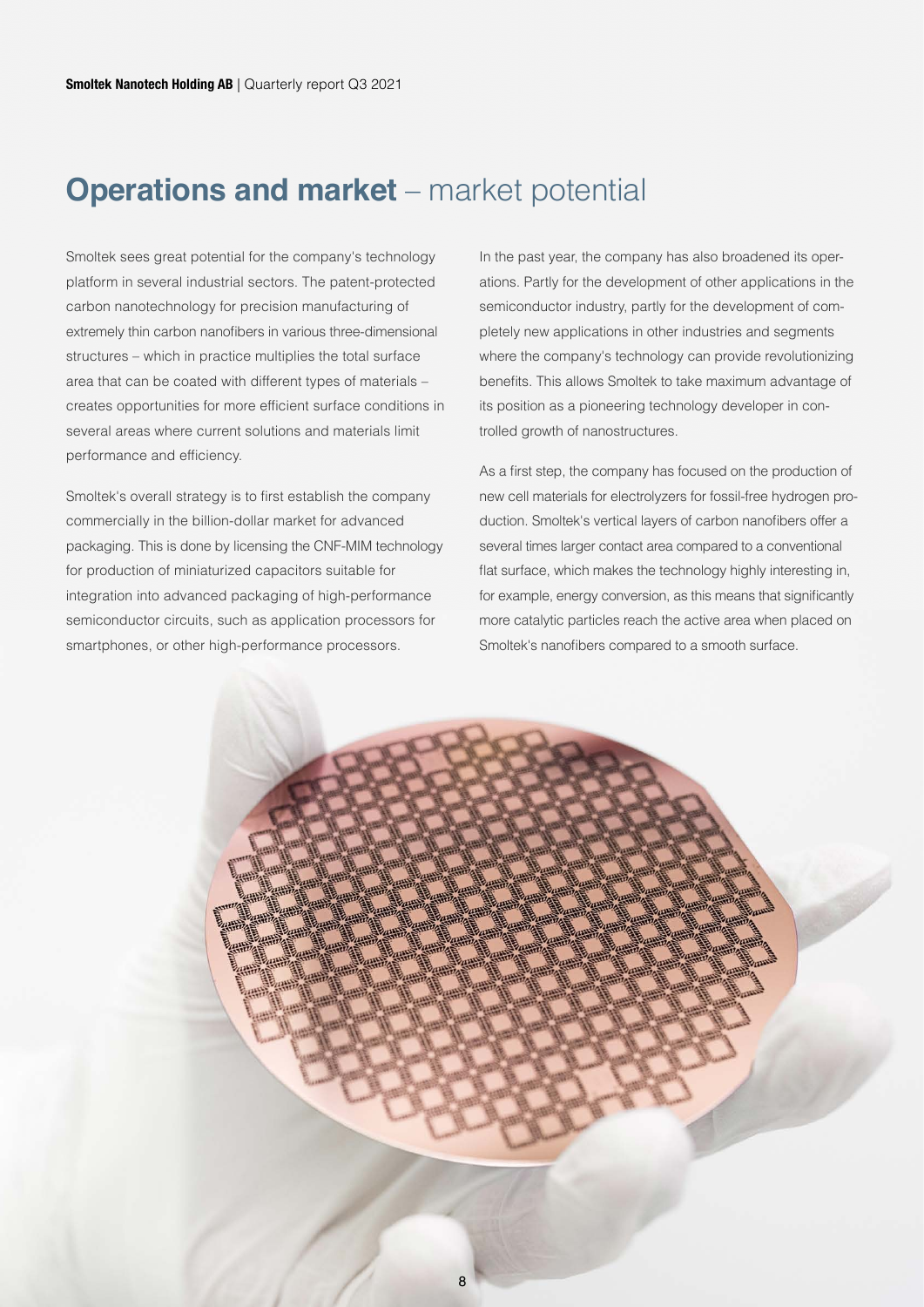# **Operations and market** – market potential

Smoltek sees great potential for the company's technology platform in several industrial sectors. The patent-protected carbon nanotechnology for precision manufacturing of extremely thin carbon nanofibers in various three-dimensional structures – which in practice multiplies the total surface area that can be coated with different types of materials – creates opportunities for more efficient surface conditions in several areas where current solutions and materials limit performance and efficiency.

Smoltek's overall strategy is to first establish the company commercially in the billion-dollar market for advanced packaging. This is done by licensing the CNF-MIM technology for production of miniaturized capacitors suitable for integration into advanced packaging of high-performance semiconductor circuits, such as application processors for smartphones, or other high-performance processors.

In the past year, the company has also broadened its operations. Partly for the development of other applications in the semiconductor industry, partly for the development of completely new applications in other industries and segments where the company's technology can provide revolutionizing benefits. This allows Smoltek to take maximum advantage of its position as a pioneering technology developer in controlled growth of nanostructures.

As a first step, the company has focused on the production of new cell materials for electrolyzers for fossil-free hydrogen production. Smoltek's vertical layers of carbon nanofibers offer a several times larger contact area compared to a conventional flat surface, which makes the technology highly interesting in, for example, energy conversion, as this means that significantly more catalytic particles reach the active area when placed on Smoltek's nanofibers compared to a smooth surface.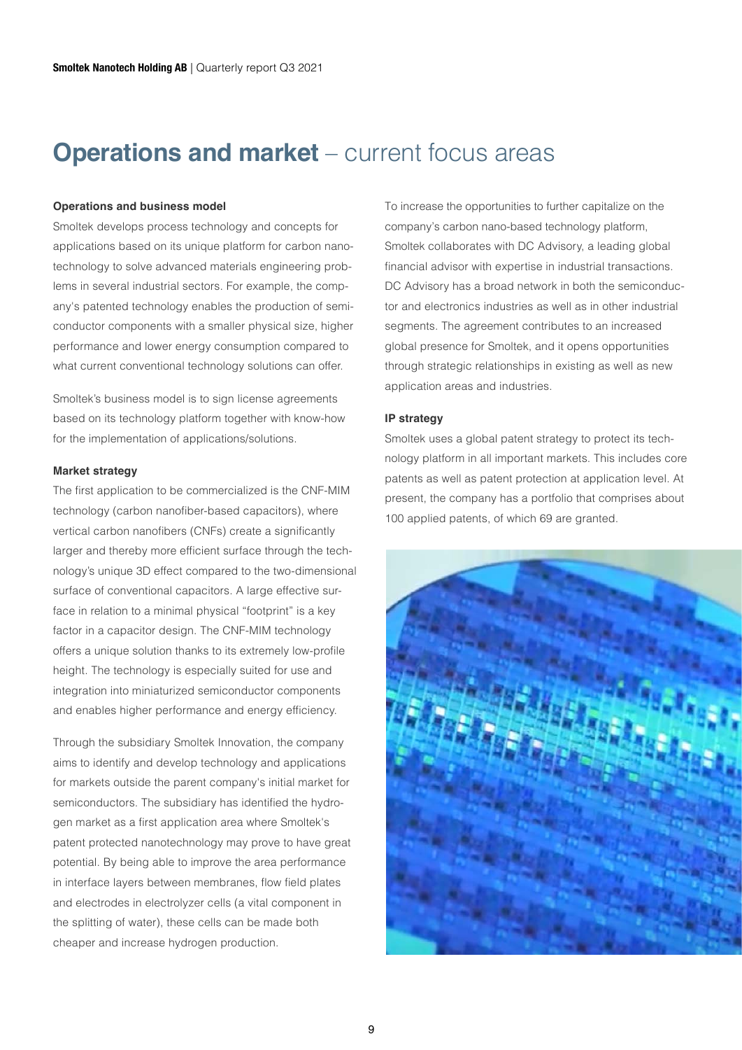# **Operations and market** – current focus areas

**Operations and business model**

Smoltek develops process technology and concepts for applications based on its unique platform for carbon nanotechnology to solve advanced materials engineering problems in several industrial sectors. For example, the company's patented technology enables the production of semiconductor components with a smaller physical size, higher performance and lower energy consumption compared to what current conventional technology solutions can offer.

Smoltek's business model is to sign license agreements based on its technology platform together with know-how for the implementation of applications/solutions.

**Market strategy**

The first application to be commercialized is the CNF-MIM technology (carbon nanofiber-based capacitors), where vertical carbon nanofibers (CNFs) create a significantly larger and thereby more efficient surface through the technology's unique 3D effect compared to the two-dimensional surface of conventional capacitors. A large effective surface in relation to a minimal physical "footprint" is a key factor in a capacitor design. The CNF-MIM technology offers a unique solution thanks to its extremely low-profile height. The technology is especially suited for use and integration into miniaturized semiconductor components and enables higher performance and energy efficiency.

Through the subsidiary Smoltek Innovation, the company aims to identify and develop technology and applications for markets outside the parent company's initial market for semiconductors. The subsidiary has identified the hydrogen market as a first application area where Smoltek's patent protected nanotechnology may prove to have great potential. By being able to improve the area performance in interface layers between membranes, flow field plates and electrodes in electrolyzer cells (a vital component in the splitting of water), these cells can be made both cheaper and increase hydrogen production.

To increase the opportunities to further capitalize on the company's carbon nano-based technology platform, Smoltek collaborates with DC Advisory, a leading global financial advisor with expertise in industrial transactions. DC Advisory has a broad network in both the semiconductor and electronics industries as well as in other industrial segments. The agreement contributes to an increased global presence for Smoltek, and it opens opportunities through strategic relationships in existing as well as new application areas and industries.

**IP strategy**

Smoltek uses a global patent strategy to protect its technology platform in all important markets. This includes core patents as well as patent protection at application level. At present, the company has a portfolio that comprises about 100 applied patents, of which 69 are granted.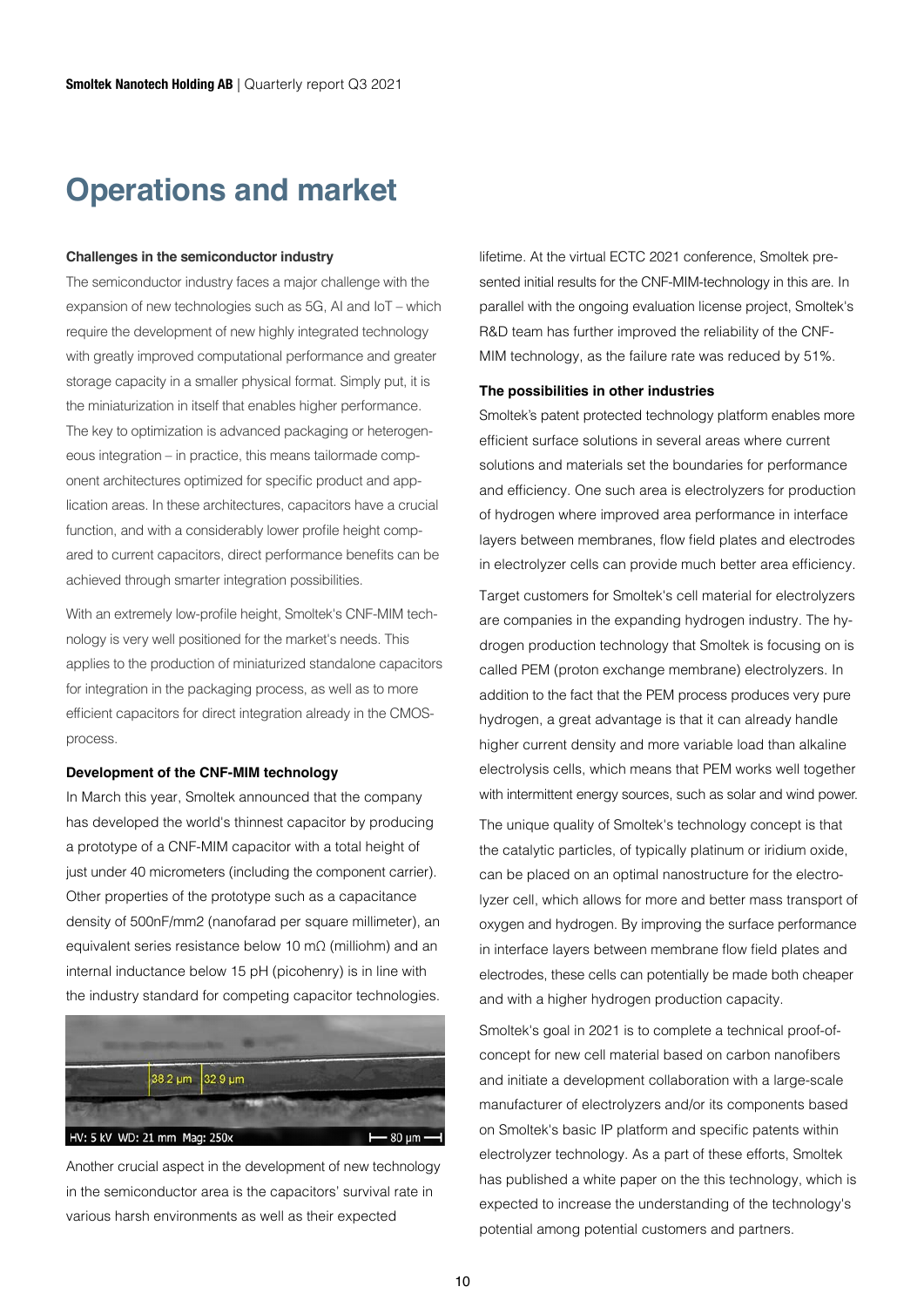# Operations and market

**Challenges in the semiconductor industry**

The semiconductor industry faces a major challenge with the expansion of new technologies such as 5G, AI and IoT – which require the development of new highly integrated technology with greatly improved computational performance and greater storage capacity in a smaller physical format. Simply put, it is the miniaturization in itself that enables higher performance. The key to optimization is advanced packaging or heterogeneous integration – in practice, this means tailormade component architectures optimized for specific product and application areas. In these architectures, capacitors have a crucial function, and with a considerably lower profile height compared to current capacitors, direct performance benefits can be achieved through smarter integration possibilities.

With an extremely low-profile height, Smoltek's CNF-MIM technology is very well positioned for the market's needs. This applies to the production of miniaturized standalone capacitors for integration in the packaging process, as well as to more efficient capacitors for direct integration already in the CMOS-process.

**Development of the CNF-MIM technology**

In March this year, Smoltek announced that the company has developed the world's thinnest capacitor by producing a prototype of a CNF-MIM capacitor with a total height of just under 40 micrometers (including the component carrier). Other properties of the prototype such as a capacitance density of 500nF/mm2 (nanofarad per square millimeter), an equivalent series resistance below 10 mΩ (milliohm) and an internal inductance below 15 pH (picohenry) is in line with the industry standard for competing capacitor technologies.

Another crucial aspect in the development of new technology in the semiconductor area is the capacitors' survival rate in various harsh environments as well as their expected lifetime. At the virtual ECTC 2021 conference, Smoltek presented initial results for the CNF-MIM-technology in this are. In parallel with the ongoing evaluation license project, Smoltek's R&D team has further improved the reliability of the CNF-MIM technology, as the failure rate was reduced by 51%.

**The possibilities in other industries**

Smoltek's patent protected technology platform enables more efficient surface solutions in several areas where current solutions and materials set the boundaries for performance and efficiency. One such area is electrolyzers for production of hydrogen where improved area performance in interface layers between membranes, flow field plates and electrodes in electrolyzer cells can provide much better area efficiency.

Target customers for Smoltek's cell material for electrolyzers are companies in the expanding hydrogen industry. The hydrogen production technology that Smoltek is focusing on is called PEM (proton exchange membrane) electrolyzers. In addition to the fact that the PEM process produces very pure hydrogen, a great advantage is that it can already handle higher current density and more variable load than alkaline electrolysis cells, which means that PEM works well together with intermittent energy sources, such as solar and wind power.

The unique quality of Smoltek's technology concept is that the catalytic particles, of typically platinum or iridium oxide, can be placed on an optimal nanostructure for the electrolyzer cell, which allows for more and better mass transport of oxygen and hydrogen. By improving the surface performance in interface layers between membrane flow field plates and electrodes, these cells can potentially be made both cheaper and with a higher hydrogen production capacity.

Smoltek's goal in 2021 is to complete a technical proof-of-concept for new cell material based on carbon nanofibers and initiate a development collaboration with a large-scale manufacturer of electrolyzers and/or its components based on Smoltek's basic IP platform and specific patents within electrolyzer technology. As a part of these efforts, Smoltek has published a white paper on the this technology, which is expected to increase the understanding of the technology's potential among potential customers and partners.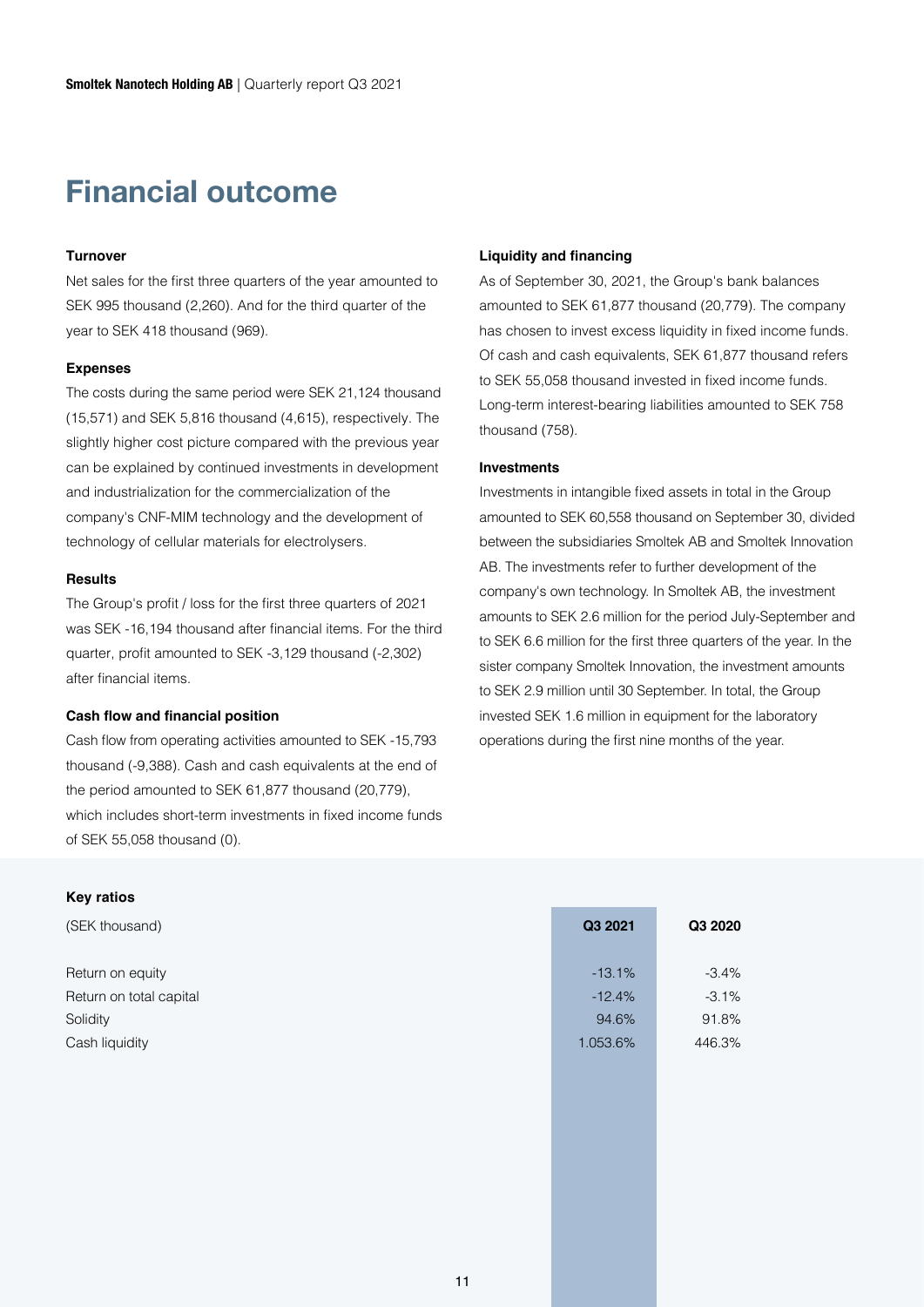# Financial outcome

### Turnover

Net sales for the first three quarters of the year amounted to SEK 995 thousand (2,260). And for the third quarter of the year to SEK 418 thousand (969).

### Expenses

The costs during the same period were SEK 21,124 thousand (15,571) and SEK 5,816 thousand (4,615), respectively. The slightly higher cost picture compared with the previous year can be explained by continued investments in development and industrialization for the commercialization of the company's CNF-MIM technology and the development of technology of cellular materials for electrolysers.

### Results

The Group's profit / loss for the first three quarters of 2021 was SEK -16,194 thousand after financial items. For the third quarter, profit amounted to SEK -3,129 thousand (-2,302) after financial items.

### Cash flow and financial position

Cash flow from operating activities amounted to SEK -15,793 thousand (-9,388). Cash and cash equivalents at the end of the period amounted to SEK 61,877 thousand (20,779), which includes short-term investments in fixed income funds of SEK 55,058 thousand (0).

### Liquidity and financing

As of September 30, 2021, the Group's bank balances amounted to SEK 61,877 thousand (20,779). The company has chosen to invest excess liquidity in fixed income funds. Of cash and cash equivalents, SEK 61,877 thousand refers to SEK 55,058 thousand invested in fixed income funds. Long-term interest-bearing liabilities amounted to SEK 758 thousand (758).

### Investments

Investments in intangible fixed assets in total in the Group amounted to SEK 60,558 thousand on September 30, divided between the subsidiaries Smoltek AB and Smoltek Innovation AB. The investments refer to further development of the company's own technology. In Smoltek AB, the investment amounts to SEK 2.6 million for the period July-September and to SEK 6.6 million for the first three quarters of the year. In the sister company Smoltek Innovation, the investment amounts to SEK 2.9 million until 30 September. In total, the Group invested SEK 1.6 million in equipment for the laboratory operations during the first nine months of the year.

### Key ratios

| (SEK thousand) | Q3 2021 | Q3 2020 |
|---|---|---|
| Return on equity | -13.1% | -3.4% |
| Return on total capital | -12.4% | -3.1% |
| Solidity | 94.6% | 91.8% |
| Cash liquidity | 1.053.6% | 446.3% |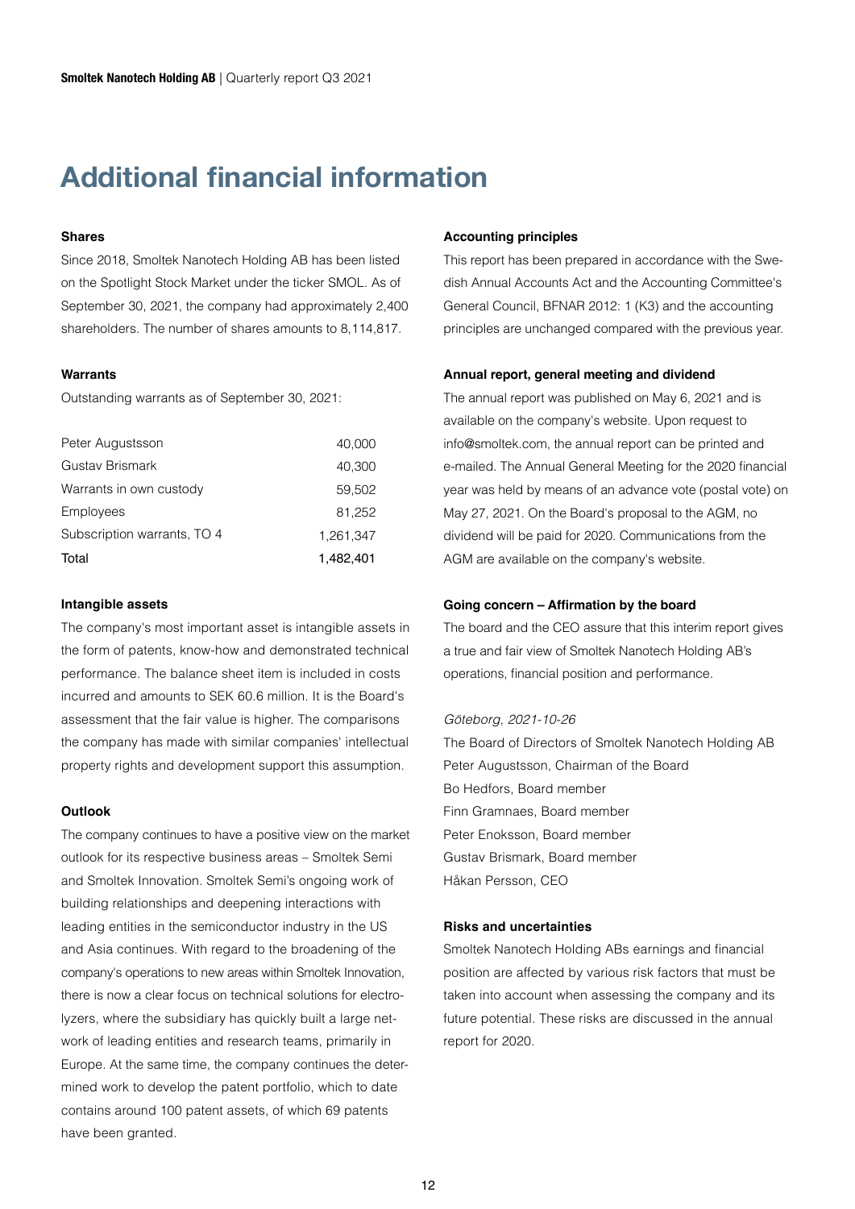# Additional financial information

### Shares

Since 2018, Smoltek Nanotech Holding AB has been listed on the Spotlight Stock Market under the ticker SMOL. As of September 30, 2021, the company had approximately 2,400 shareholders. The number of shares amounts to 8,114,817.

### Warrants

Outstanding warrants as of September 30, 2021:

| | |
|---|---:|
| Peter Augustsson | 40,000 |
| Gustav Brismark | 40,300 |
| Warrants in own custody | 59,502 |
| Employees | 81,252 |
| Subscription warrants, TO 4 | 1,261,347 |
| Total | 1,482,401 |

### Intangible assets

The company's most important asset is intangible assets in the form of patents, know-how and demonstrated technical performance. The balance sheet item is included in costs incurred and amounts to SEK 60.6 million. It is the Board's assessment that the fair value is higher. The comparisons the company has made with similar companies' intellectual property rights and development support this assumption.

### Outlook

The company continues to have a positive view on the market outlook for its respective business areas – Smoltek Semi and Smoltek Innovation. Smoltek Semi's ongoing work of building relationships and deepening interactions with leading entities in the semiconductor industry in the US and Asia continues. With regard to the broadening of the company's operations to new areas within Smoltek Innovation, there is now a clear focus on technical solutions for electrolyzers, where the subsidiary has quickly built a large network of leading entities and research teams, primarily in Europe. At the same time, the company continues the determined work to develop the patent portfolio, which to date contains around 100 patent assets, of which 69 patents have been granted.

### Accounting principles

This report has been prepared in accordance with the Swedish Annual Accounts Act and the Accounting Committee's General Council, BFNAR 2012: 1 (K3) and the accounting principles are unchanged compared with the previous year.

### Annual report, general meeting and dividend

The annual report was published on May 6, 2021 and is available on the company's website. Upon request to info@smoltek.com, the annual report can be printed and e-mailed. The Annual General Meeting for the 2020 financial year was held by means of an advance vote (postal vote) on May 27, 2021. On the Board's proposal to the AGM, no dividend will be paid for 2020. Communications from the AGM are available on the company's website.

### Going concern – Affirmation by the board

The board and the CEO assure that this interim report gives a true and fair view of Smoltek Nanotech Holding AB's operations, financial position and performance.

*Göteborg, 2021-10-26*

The Board of Directors of Smoltek Nanotech Holding AB
Peter Augustsson, Chairman of the Board
Bo Hedfors, Board member
Finn Gramnaes, Board member
Peter Enoksson, Board member
Gustav Brismark, Board member
Håkan Persson, CEO

### Risks and uncertainties

Smoltek Nanotech Holding ABs earnings and financial position are affected by various risk factors that must be taken into account when assessing the company and its future potential. These risks are discussed in the annual report for 2020.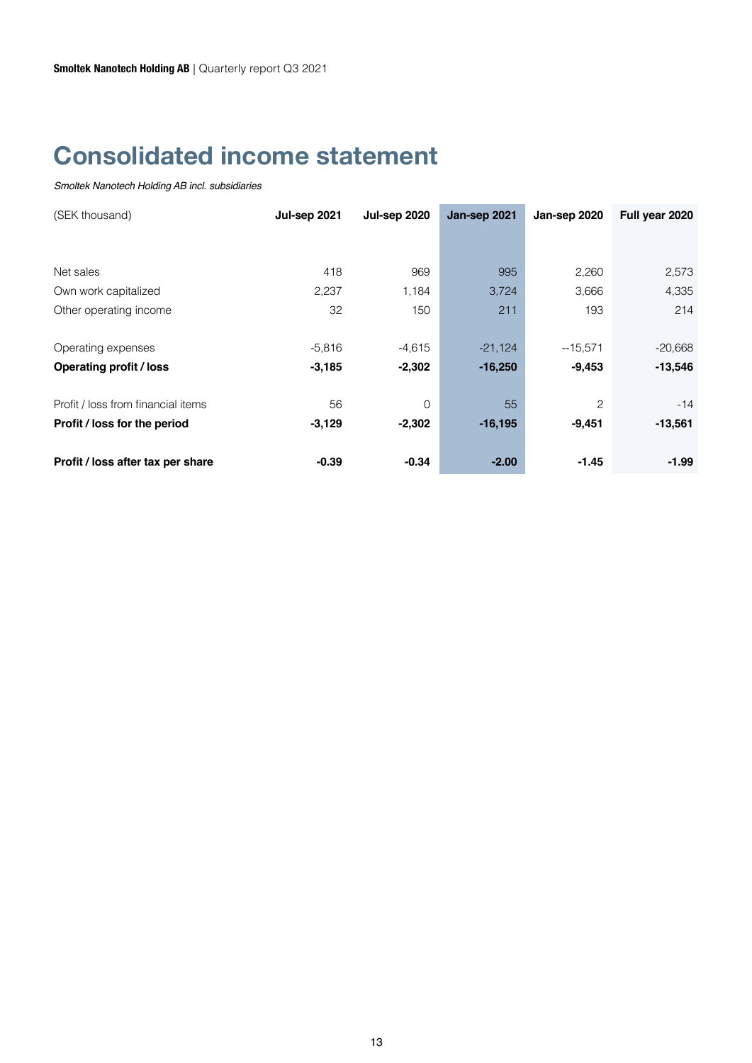# Consolidated income statement

*Smoltek Nanotech Holding AB incl. subsidiaries*

| (SEK thousand) | Jul-sep 2021 | Jul-sep 2020 | Jan-sep 2021 | Jan-sep 2020 | Full year 2020 |
|---|---|---|---|---|---|
| Net sales | 418 | 969 | 995 | 2,260 | 2,573 |
| Own work capitalized | 2,237 | 1,184 | 3,724 | 3,666 | 4,335 |
| Other operating income | 32 | 150 | 211 | 193 | 214 |
| Operating expenses | -5,816 | -4,615 | -21,124 | --15,571 | -20,668 |
| **Operating profit / loss** | **-3,185** | **-2,302** | **-16,250** | **-9,453** | **-13,546** |
| Profit / loss from financial items | 56 | 0 | 55 | 2 | -14 |
| **Profit / loss for the period** | **-3,129** | **-2,302** | **-16,195** | **-9,451** | **-13,561** |
| **Profit / loss after tax per share** | **-0.39** | **-0.34** | **-2.00** | **-1.45** | **-1.99** |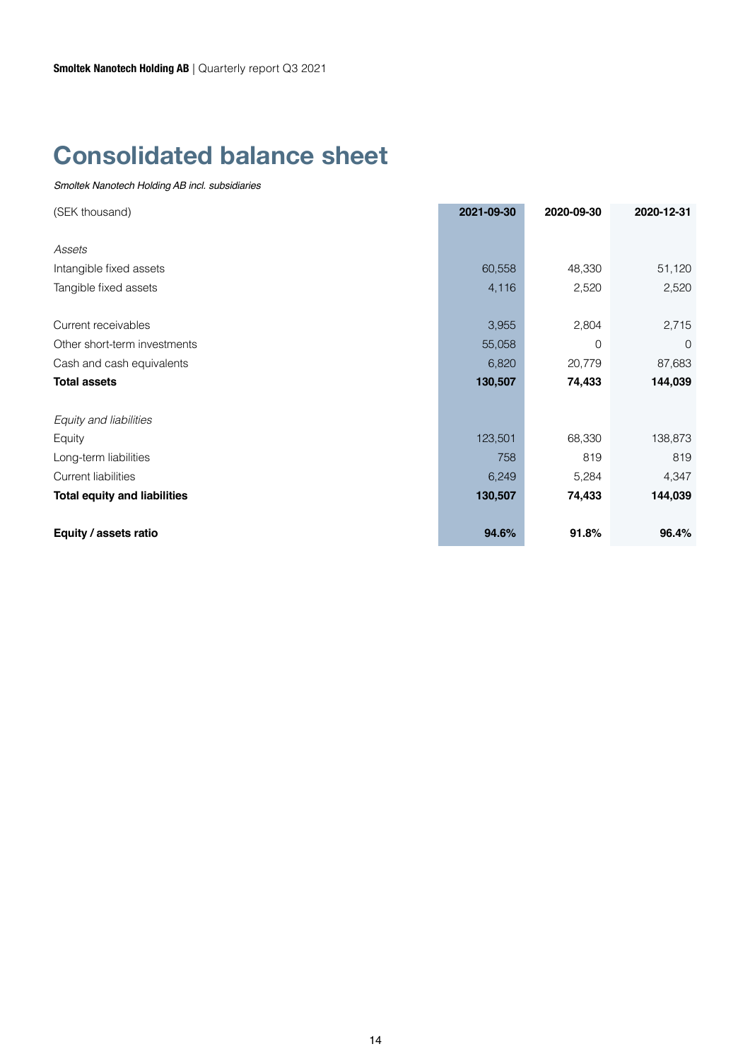# Consolidated balance sheet

*Smoltek Nanotech Holding AB incl. subsidiaries*

| (SEK thousand) | 2021-09-30 | 2020-09-30 | 2020-12-31 |
|---|---|---|---|
| *Assets* | | | |
| Intangible fixed assets | 60,558 | 48,330 | 51,120 |
| Tangible fixed assets | 4,116 | 2,520 | 2,520 |
| | | | |
| Current receivables | 3,955 | 2,804 | 2,715 |
| Other short-term investments | 55,058 | 0 | 0 |
| Cash and cash equivalents | 6,820 | 20,779 | 87,683 |
| **Total assets** | **130,507** | **74,433** | **144,039** |
| | | | |
| *Equity and liabilities* | | | |
| Equity | 123,501 | 68,330 | 138,873 |
| Long-term liabilities | 758 | 819 | 819 |
| Current liabilities | 6,249 | 5,284 | 4,347 |
| **Total equity and liabilities** | **130,507** | **74,433** | **144,039** |
| | | | |
| **Equity / assets ratio** | **94.6%** | **91.8%** | **96.4%** |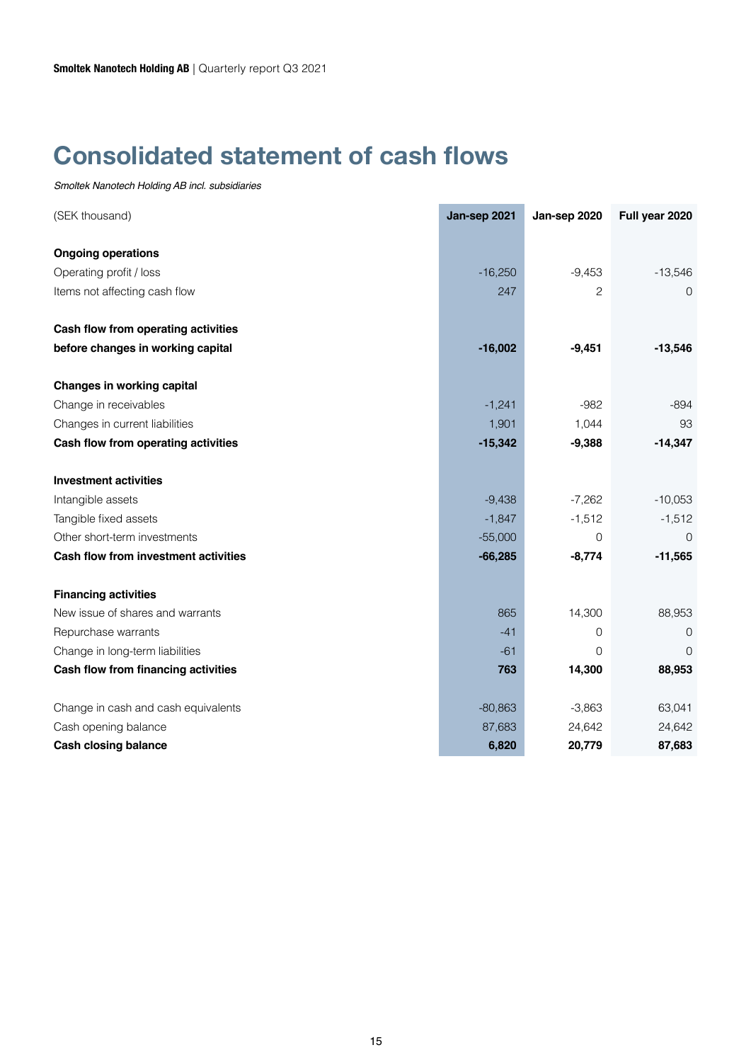# Consolidated statement of cash flows

*Smoltek Nanotech Holding AB incl. subsidiaries*

| (SEK thousand) | Jan-sep 2021 | Jan-sep 2020 | Full year 2020 |
|---|---|---|---|
| **Ongoing operations** | | | |
| Operating profit / loss | -16,250 | -9,453 | -13,546 |
| Items not affecting cash flow | 247 | 2 | 0 |
| **Cash flow from operating activities before changes in working capital** | **-16,002** | **-9,451** | **-13,546** |
| **Changes in working capital** | | | |
| Change in receivables | -1,241 | -982 | -894 |
| Changes in current liabilities | 1,901 | 1,044 | 93 |
| **Cash flow from operating activities** | **-15,342** | **-9,388** | **-14,347** |
| **Investment activities** | | | |
| Intangible assets | -9,438 | -7,262 | -10,053 |
| Tangible fixed assets | -1,847 | -1,512 | -1,512 |
| Other short-term investments | -55,000 | 0 | 0 |
| **Cash flow from investment activities** | **-66,285** | **-8,774** | **-11,565** |
| **Financing activities** | | | |
| New issue of shares and warrants | 865 | 14,300 | 88,953 |
| Repurchase warrants | -41 | 0 | 0 |
| Change in long-term liabilities | -61 | 0 | 0 |
| **Cash flow from financing activities** | **763** | **14,300** | **88,953** |
| Change in cash and cash equivalents | -80,863 | -3,863 | 63,041 |
| Cash opening balance | 87,683 | 24,642 | 24,642 |
| **Cash closing balance** | **6,820** | **20,779** | **87,683** |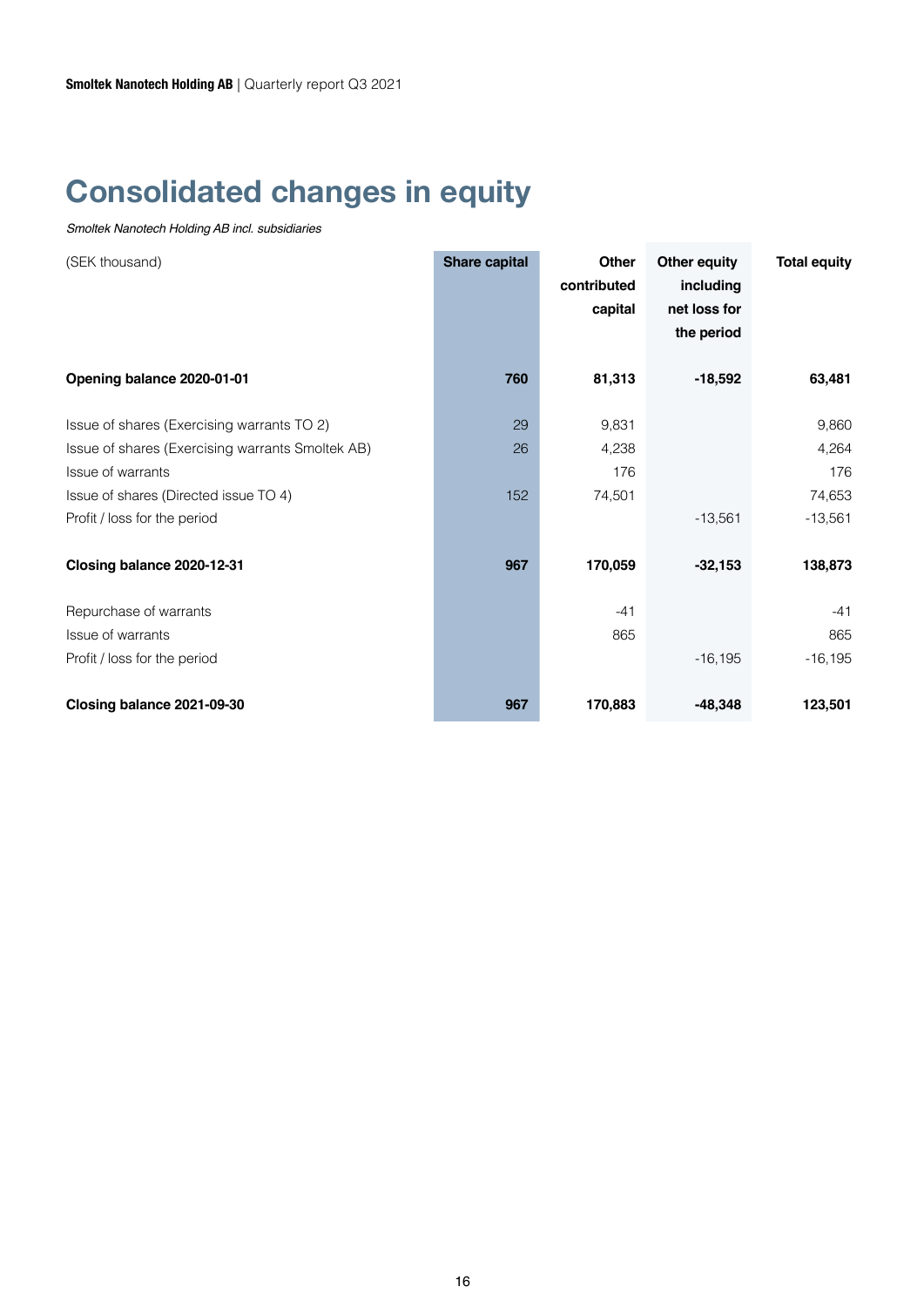# Consolidated changes in equity

*Smoltek Nanotech Holding AB incl. subsidiaries*

| (SEK thousand) | Share capital | Other contributed capital | Other equity including net loss for the period | Total equity |
|---|---|---|---|---|
| **Opening balance 2020-01-01** | **760** | **81,313** | **-18,592** | **63,481** |
| Issue of shares (Exercising warrants TO 2) | 29 | 9,831 | | 9,860 |
| Issue of shares (Exercising warrants Smoltek AB) | 26 | 4,238 | | 4,264 |
| Issue of warrants | | 176 | | 176 |
| Issue of shares (Directed issue TO 4) | 152 | 74,501 | | 74,653 |
| Profit / loss for the period | | | -13,561 | -13,561 |
| **Closing balance 2020-12-31** | **967** | **170,059** | **-32,153** | **138,873** |
| Repurchase of warrants | | -41 | | -41 |
| Issue of warrants | | 865 | | 865 |
| Profit / loss for the period | | | -16,195 | -16,195 |
| **Closing balance 2021-09-30** | **967** | **170,883** | **-48,348** | **123,501** |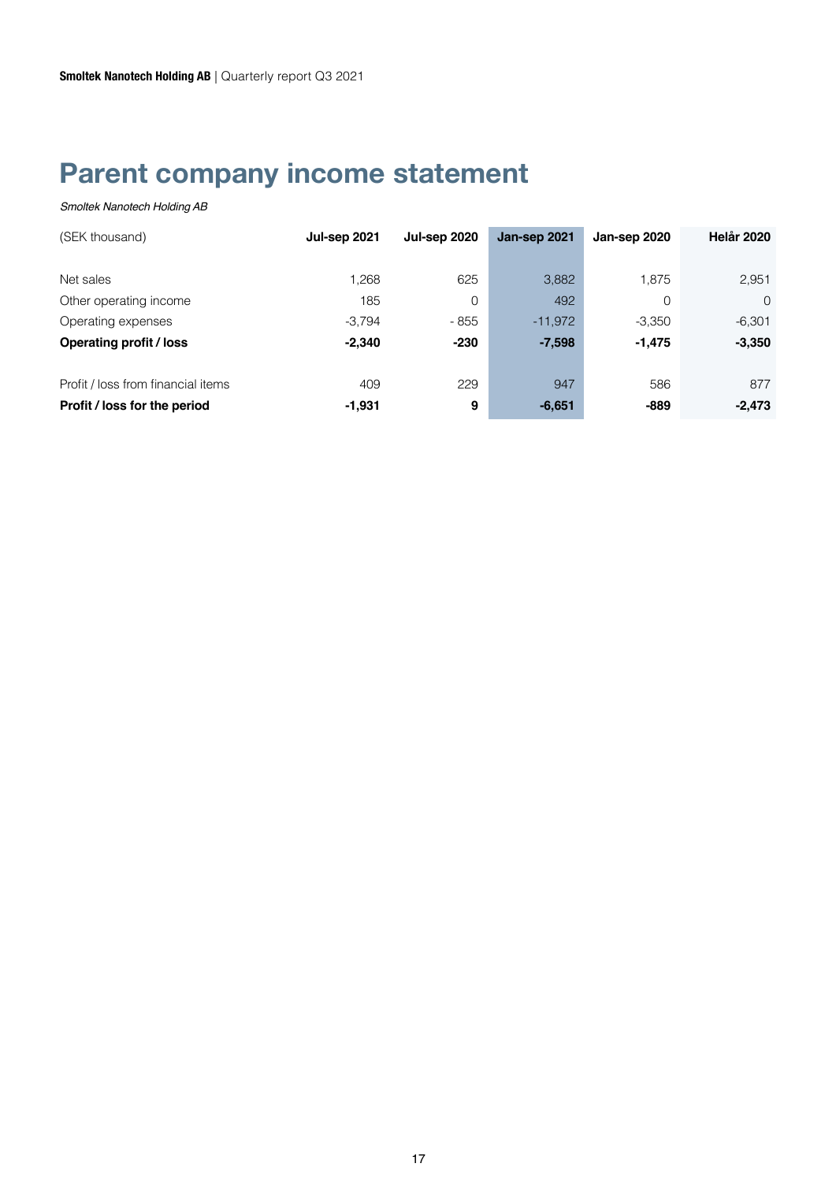# Parent company income statement

*Smoltek Nanotech Holding AB*

| (SEK thousand) | Jul-sep 2021 | Jul-sep 2020 | Jan-sep 2021 | Jan-sep 2020 | Helår 2020 |
|---|---|---|---|---|---|
| Net sales | 1,268 | 625 | 3,882 | 1,875 | 2,951 |
| Other operating income | 185 | 0 | 492 | 0 | 0 |
| Operating expenses | -3,794 | - 855 | -11,972 | -3,350 | -6,301 |
| **Operating profit / loss** | **-2,340** | **-230** | **-7,598** | **-1,475** | **-3,350** |
| Profit / loss from financial items | 409 | 229 | 947 | 586 | 877 |
| **Profit / loss for the period** | **-1,931** | **9** | **-6,651** | **-889** | **-2,473** |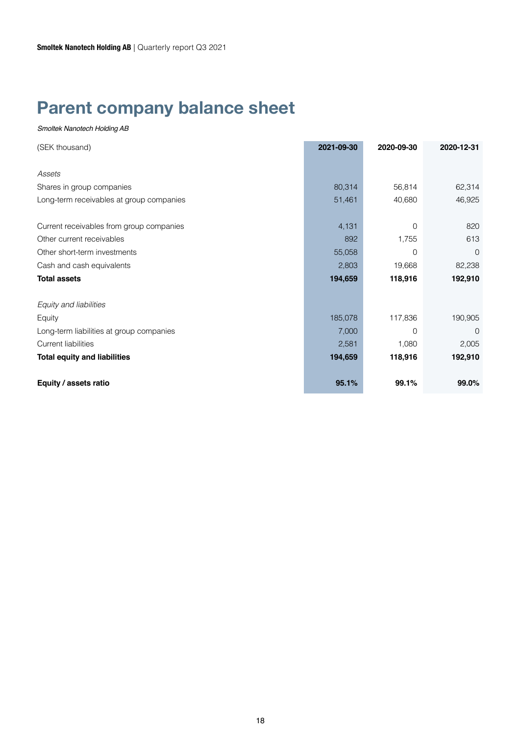# Parent company balance sheet

*Smoltek Nanotech Holding AB*

| (SEK thousand) | **2021-09-30** | **2020-09-30** | **2020-12-31** |
|---|---|---|---|
| | | | |
| *Assets* | | | |
| Shares in group companies | 80,314 | 56,814 | 62,314 |
| Long-term receivables at group companies | 51,461 | 40,680 | 46,925 |
| | | | |
| Current receivables from group companies | 4,131 | 0 | 820 |
| Other current receivables | 892 | 1,755 | 613 |
| Other short-term investments | 55,058 | 0 | 0 |
| Cash and cash equivalents | 2,803 | 19,668 | 82,238 |
| **Total assets** | **194,659** | **118,916** | **192,910** |
| | | | |
| *Equity and liabilities* | | | |
| Equity | 185,078 | 117,836 | 190,905 |
| Long-term liabilities at group companies | 7,000 | 0 | 0 |
| Current liabilities | 2,581 | 1,080 | 2,005 |
| **Total equity and liabilities** | **194,659** | **118,916** | **192,910** |
| | | | |
| **Equity / assets ratio** | **95.1%** | **99.1%** | **99.0%** |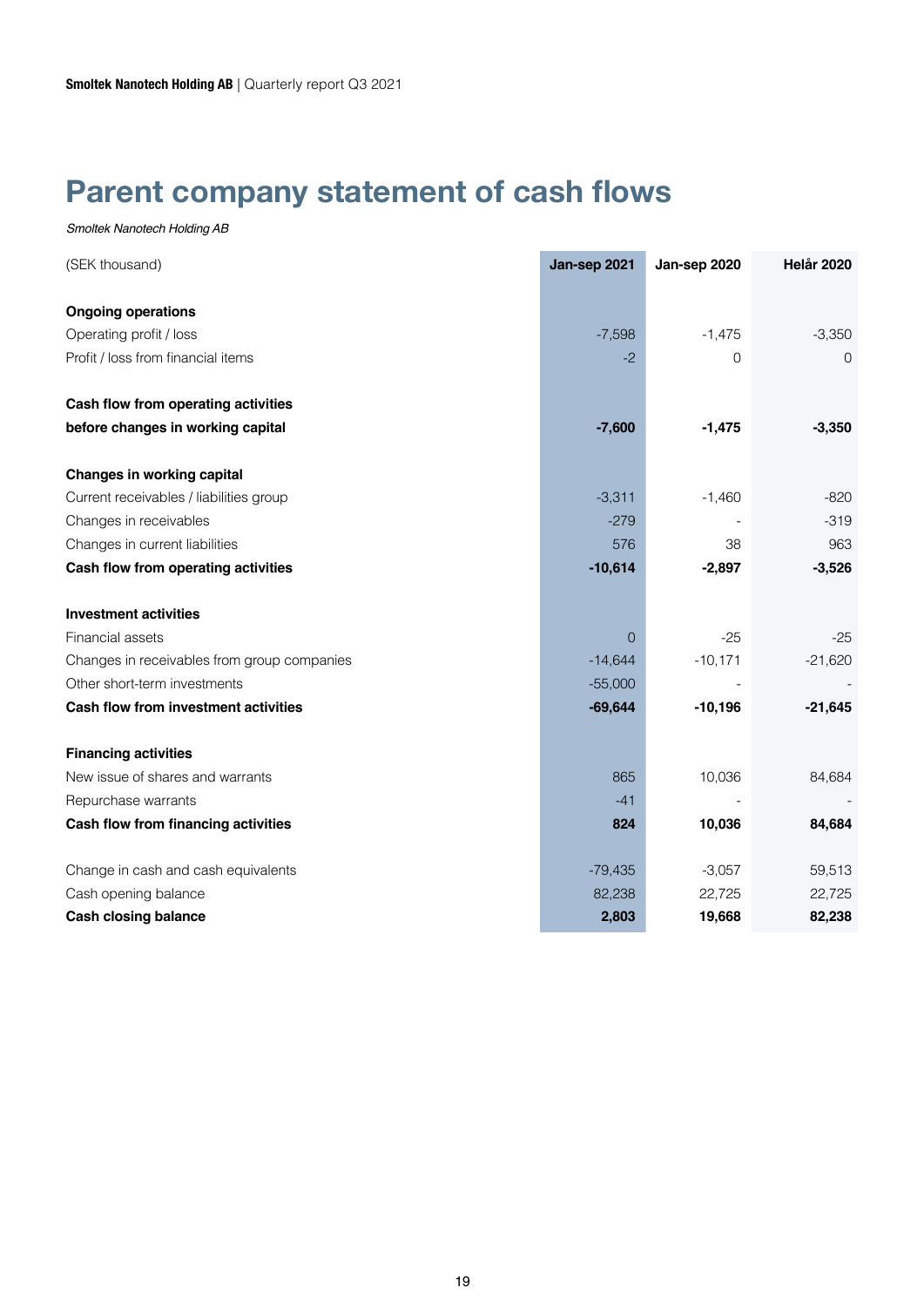# Parent company statement of cash flows

*Smoltek Nanotech Holding AB*

| (SEK thousand) | Jan-sep 2021 | Jan-sep 2020 | Helår 2020 |
|---|---|---|---|
| **Ongoing operations** | | | |
| Operating profit / loss | -7,598 | -1,475 | -3,350 |
| Profit / loss from financial items | -2 | 0 | 0 |
| **Cash flow from operating activities before changes in working capital** | **-7,600** | **-1,475** | **-3,350** |
| **Changes in working capital** | | | |
| Current receivables / liabilities group | -3,311 | -1,460 | -820 |
| Changes in receivables | -279 | - | -319 |
| Changes in current liabilities | 576 | 38 | 963 |
| **Cash flow from operating activities** | **-10,614** | **-2,897** | **-3,526** |
| **Investment activities** | | | |
| Financial assets | 0 | -25 | -25 |
| Changes in receivables from group companies | -14,644 | -10,171 | -21,620 |
| Other short-term investments | -55,000 | - | - |
| **Cash flow from investment activities** | **-69,644** | **-10,196** | **-21,645** |
| **Financing activities** | | | |
| New issue of shares and warrants | 865 | 10,036 | 84,684 |
| Repurchase warrants | -41 | - | - |
| **Cash flow from financing activities** | **824** | **10,036** | **84,684** |
| Change in cash and cash equivalents | -79,435 | -3,057 | 59,513 |
| Cash opening balance | 82,238 | 22,725 | 22,725 |
| **Cash closing balance** | **2,803** | **19,668** | **82,238** |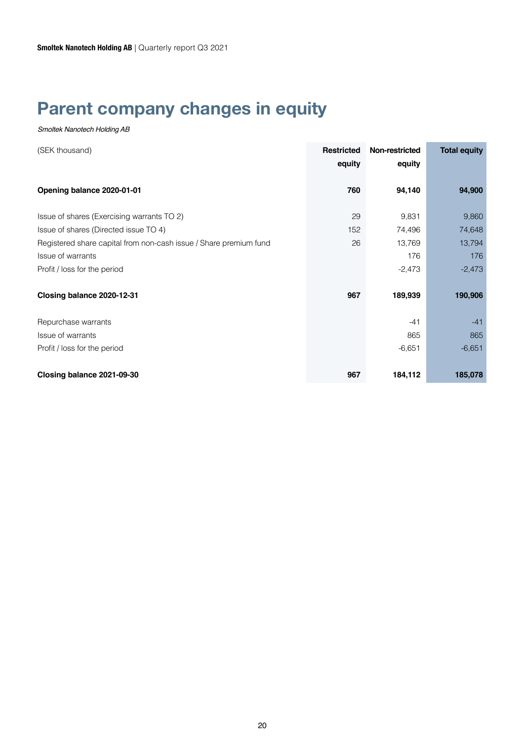# Parent company changes in equity

*Smoltek Nanotech Holding AB*

| (SEK thousand) | Restricted equity | Non-restricted equity | Total equity |
|---|---|---|---|
| **Opening balance 2020-01-01** | **760** | **94,140** | **94,900** |
| Issue of shares (Exercising warrants TO 2) | 29 | 9,831 | 9,860 |
| Issue of shares (Directed issue TO 4) | 152 | 74,496 | 74,648 |
| Registered share capital from non-cash issue / Share premium fund | 26 | 13,769 | 13,794 |
| Issue of warrants | | 176 | 176 |
| Profit / loss for the period | | -2,473 | -2,473 |
| **Closing balance 2020-12-31** | **967** | **189,939** | **190,906** |
| Repurchase warrants | | -41 | -41 |
| Issue of warrants | | 865 | 865 |
| Profit / loss for the period | | -6,651 | -6,651 |
| **Closing balance 2021-09-30** | **967** | **184,112** | **185,078** |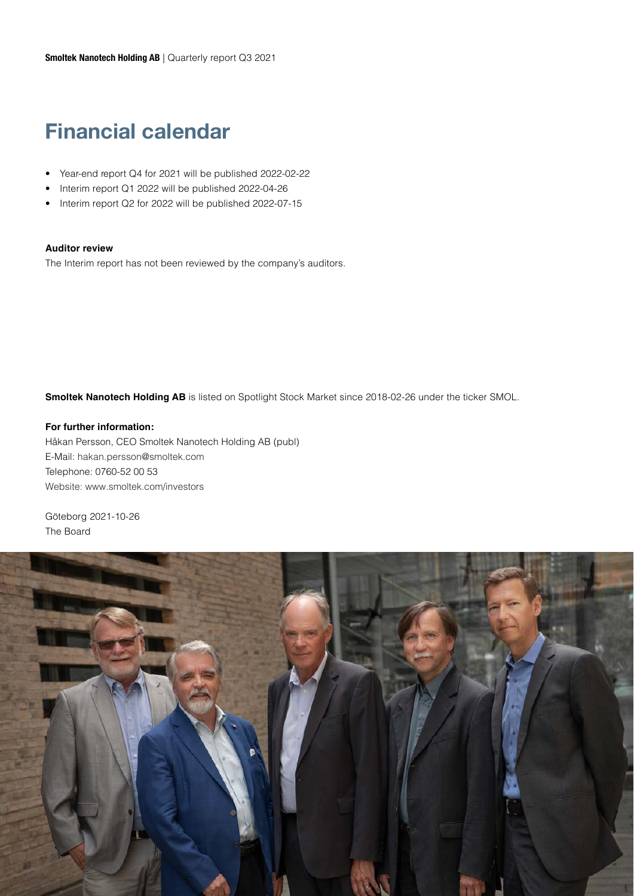# Financial calendar

- Year-end report Q4 for 2021 will be published 2022-02-22
- Interim report Q1 2022 will be published 2022-04-26
- Interim report Q2 for 2022 will be published 2022-07-15

**Auditor review**

The Interim report has not been reviewed by the company's auditors.

**Smoltek Nanotech Holding AB** is listed on Spotlight Stock Market since 2018-02-26 under the ticker SMOL.

**For further information:**

Håkan Persson, CEO Smoltek Nanotech Holding AB (publ)
E-Mail: hakan.persson@smoltek.com
Telephone: 0760-52 00 53
Website: www.smoltek.com/investors

Göteborg 2021-10-26
The Board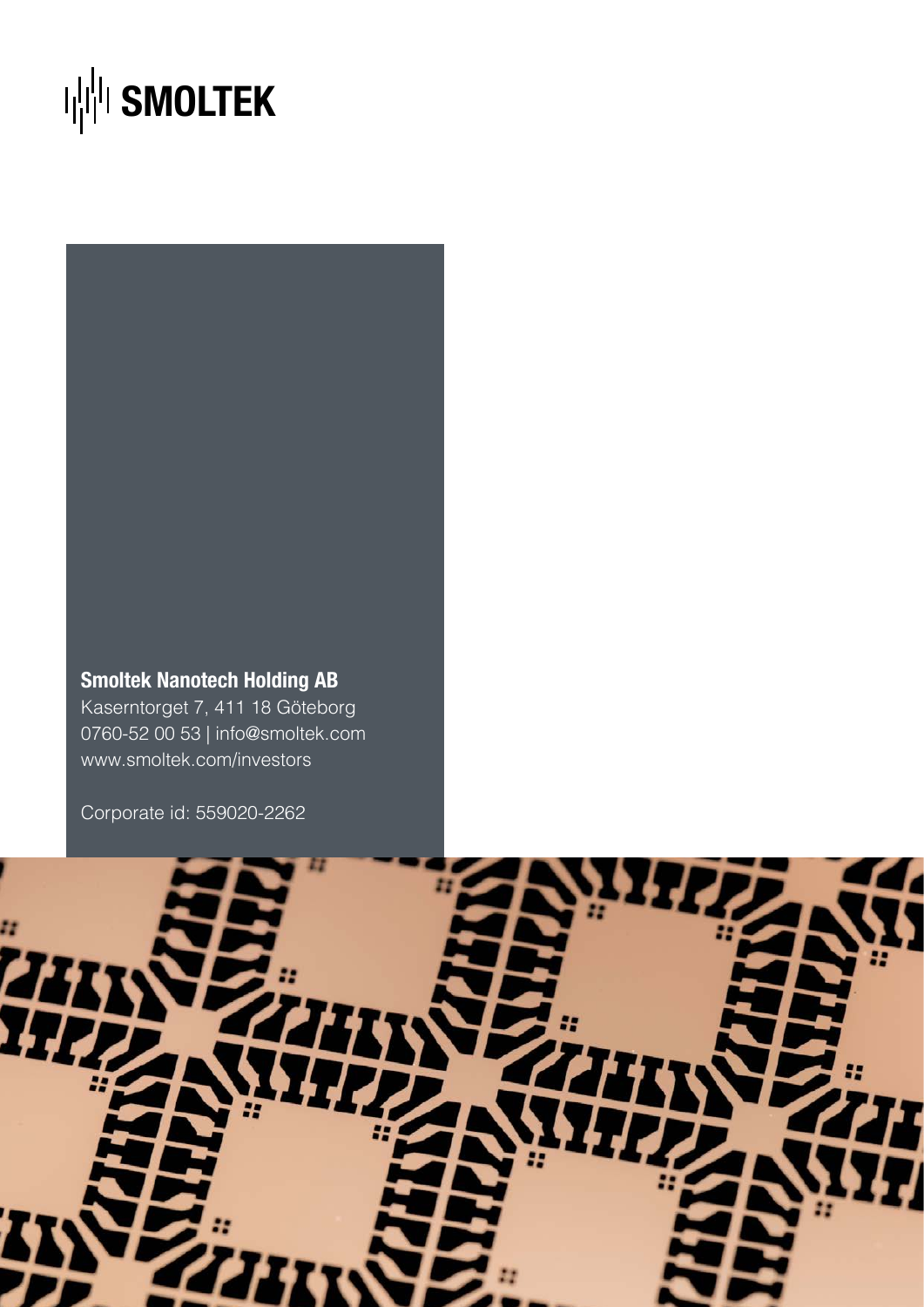SMOLTEK

**Smoltek Nanotech Holding AB**
Kaserntorget 7, 411 18 Göteborg
0760-52 00 53 | info@smoltek.com
www.smoltek.com/investors

Corporate id: 559020-2262